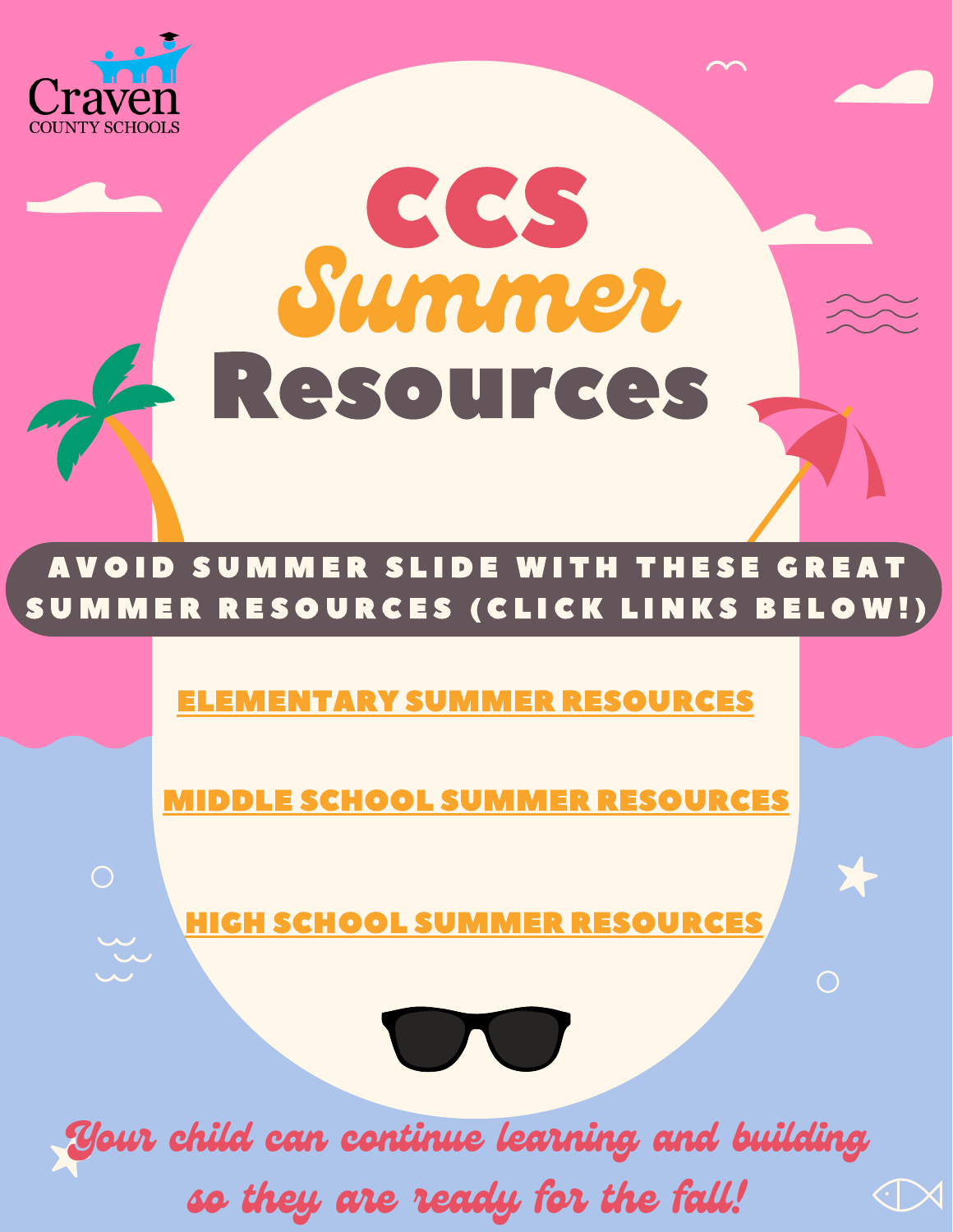Craven
COUNTY SCHOOLS

# CCS Summer Resources

**AVOID SUMMER SLIDE WITH THESE GREAT SUMMER RESOURCES (CLICK LINKS BELOW!)**

**ELEMENTARY SUMMER RESOURCES**

**MIDDLE SCHOOL SUMMER RESOURCES**

**HIGH SCHOOL SUMMER RESOURCES**

*Your child can continue learning and building so they are ready for the fall!*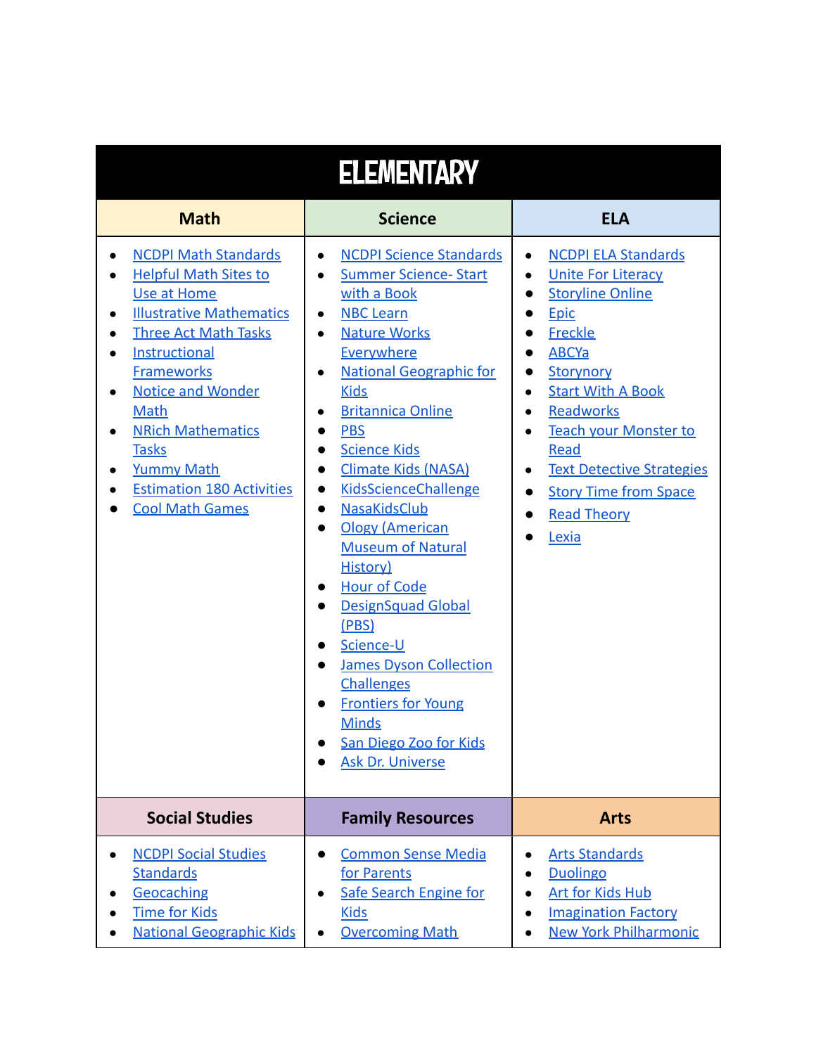# ELEMENTARY

## Math

- NCDPI Math Standards
- Helpful Math Sites to Use at Home
- Illustrative Mathematics
- Three Act Math Tasks
- Instructional Frameworks
- Notice and Wonder Math
- NRich Mathematics Tasks
- Yummy Math
- Estimation 180 Activities
- Cool Math Games

## Science

- NCDPI Science Standards
- Summer Science- Start with a Book
- NBC Learn
- Nature Works Everywhere
- National Geographic for Kids
- Britannica Online
- PBS
- Science Kids
- Climate Kids (NASA)
- KidsScienceChallenge
- NasaKidsClub
- Ology (American Museum of Natural History)
- Hour of Code
- DesignSquad Global (PBS)
- Science-U
- James Dyson Collection Challenges
- Frontiers for Young Minds
- San Diego Zoo for Kids
- Ask Dr. Universe

## ELA

- NCDPI ELA Standards
- Unite For Literacy
- Storyline Online
- Epic
- Freckle
- ABCYa
- Storynory
- Start With A Book
- Readworks
- Teach your Monster to Read
- Text Detective Strategies
- Story Time from Space
- Read Theory
- Lexia

## Social Studies

- NCDPI Social Studies Standards
- Geocaching
- Time for Kids
- National Geographic Kids

## Family Resources

- Common Sense Media for Parents
- Safe Search Engine for Kids
- Overcoming Math

## Arts

- Arts Standards
- Duolingo
- Art for Kids Hub
- Imagination Factory
- New York Philharmonic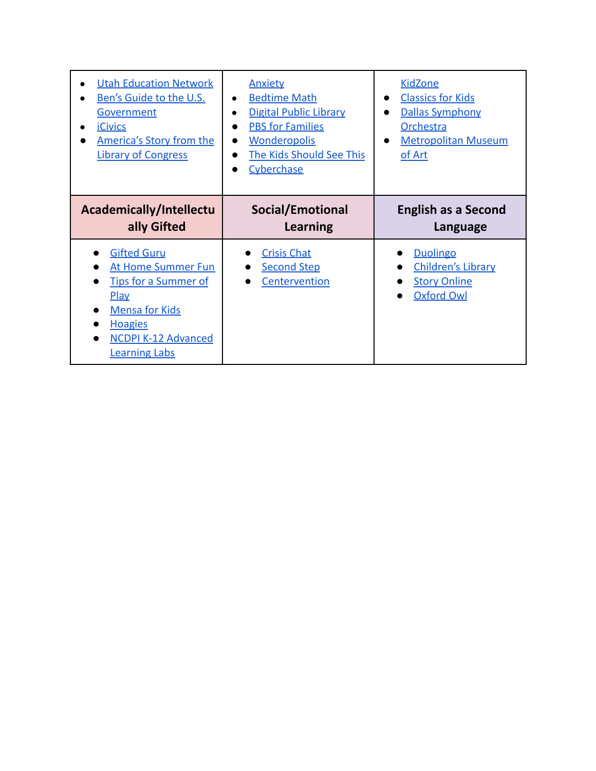| | | |
|---|---|---|
| • Utah Education Network<br>• Ben's Guide to the U.S. Government<br>• iCivics<br>• America's Story from the Library of Congress | Anxiety<br>• Bedtime Math<br>• Digital Public Library<br>• PBS for Families<br>• Wonderopolis<br>• The Kids Should See This<br>• Cyberchase | KidZone<br>• Classics for Kids<br>• Dallas Symphony Orchestra<br>• Metropolitan Museum of Art |
| **Academically/Intellectually Gifted** | **Social/Emotional Learning** | **English as a Second Language** |
| • Gifted Guru<br>• At Home Summer Fun<br>• Tips for a Summer of Play<br>• Mensa for Kids<br>• Hoagies<br>• NCDPI K-12 Advanced Learning Labs | • Crisis Chat<br>• Second Step<br>• Centervention | • Duolingo<br>• Children's Library<br>• Story Online<br>• Oxford Owl |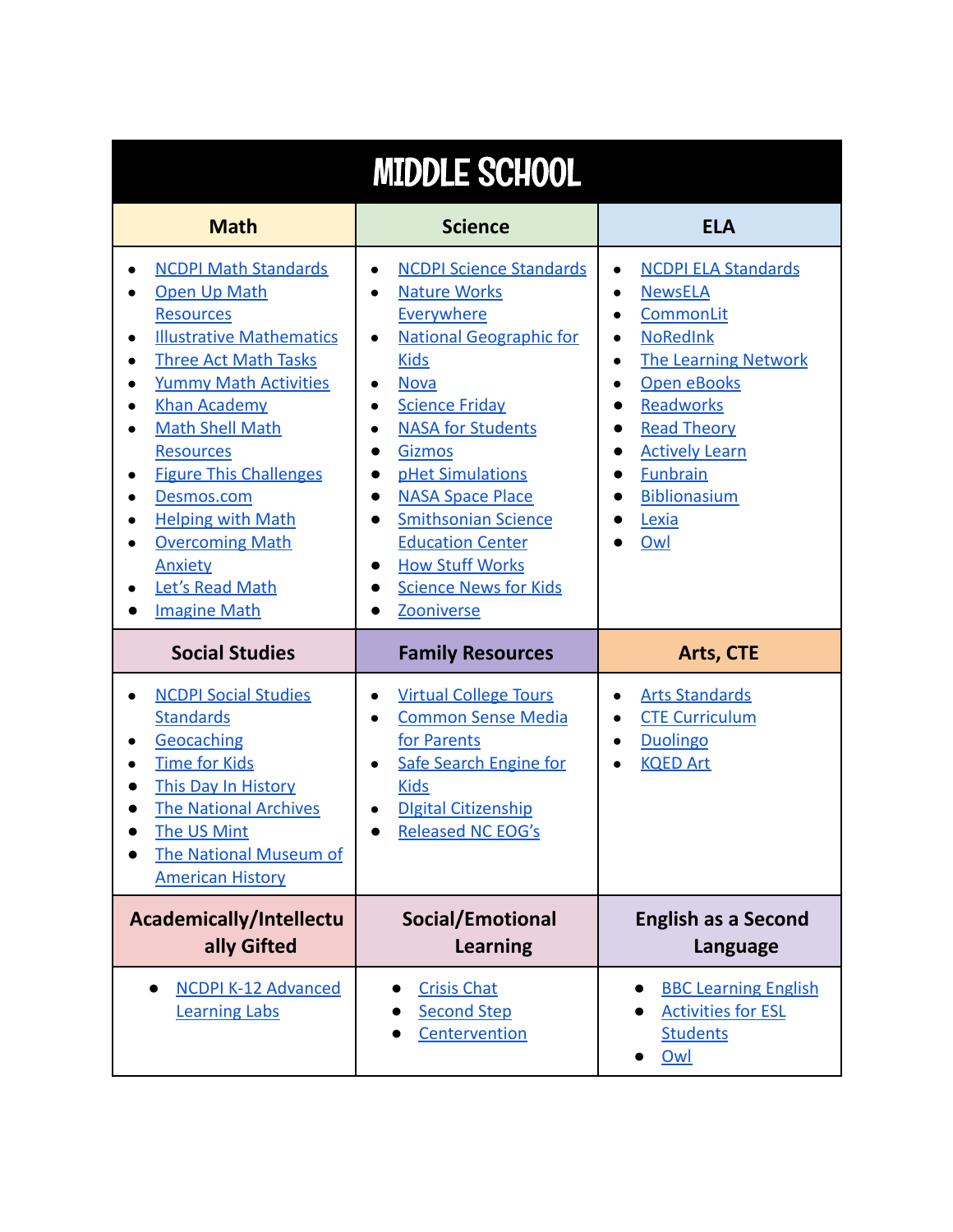# MIDDLE SCHOOL

## Math

- NCDPI Math Standards
- Open Up Math Resources
- Illustrative Mathematics
- Three Act Math Tasks
- Yummy Math Activities
- Khan Academy
- Math Shell Math Resources
- Figure This Challenges
- Desmos.com
- Helping with Math
- Overcoming Math Anxiety
- Let's Read Math
- Imagine Math

## Science

- NCDPI Science Standards
- Nature Works Everywhere
- National Geographic for Kids
- Nova
- Science Friday
- NASA for Students
- Gizmos
- pHet Simulations
- NASA Space Place
- Smithsonian Science Education Center
- How Stuff Works
- Science News for Kids
- Zooniverse

## ELA

- NCDPI ELA Standards
- NewsELA
- CommonLit
- NoRedInk
- The Learning Network
- Open eBooks
- Readworks
- Read Theory
- Actively Learn
- Funbrain
- Biblionasium
- Lexia
- Owl

## Social Studies

- NCDPI Social Studies Standards
- Geocaching
- Time for Kids
- This Day In History
- The National Archives
- The US Mint
- The National Museum of American History

## Family Resources

- Virtual College Tours
- Common Sense Media for Parents
- Safe Search Engine for Kids
- DIgital Citizenship
- Released NC EOG's

## Arts, CTE

- Arts Standards
- CTE Curriculum
- Duolingo
- KQED Art

## Academically/Intellectually Gifted

- NCDPI K-12 Advanced Learning Labs

## Social/Emotional Learning

- Crisis Chat
- Second Step
- Centervention

## English as a Second Language

- BBC Learning English
- Activities for ESL Students
- Owl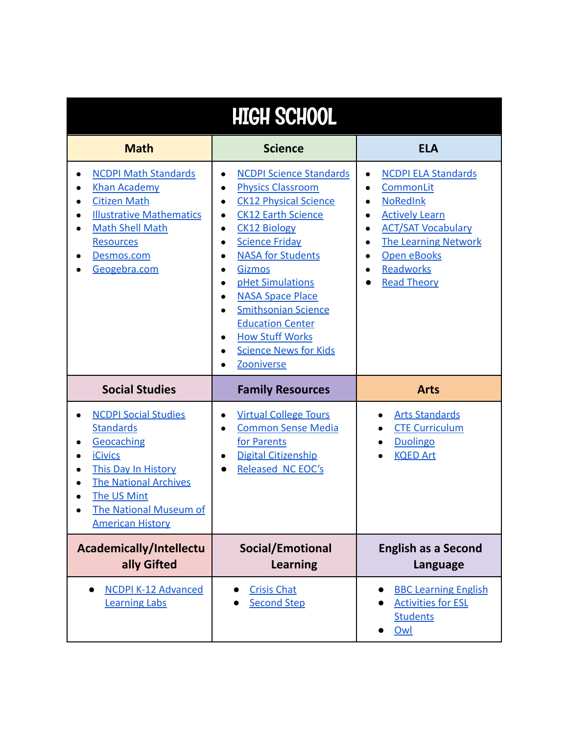# HIGH SCHOOL

| Math | Science | ELA |
| --- | --- | --- |
| • NCDPI Math Standards<br>• Khan Academy<br>• Citizen Math<br>• Illustrative Mathematics<br>• Math Shell Math Resources<br>• Desmos.com<br>• Geogebra.com | • NCDPI Science Standards<br>• Physics Classroom<br>• CK12 Physical Science<br>• CK12 Earth Science<br>• CK12 Biology<br>• Science Friday<br>• NASA for Students<br>• Gizmos<br>• pHet Simulations<br>• NASA Space Place<br>• Smithsonian Science Education Center<br>• How Stuff Works<br>• Science News for Kids<br>• Zooniverse | • NCDPI ELA Standards<br>• CommonLit<br>• NoRedInk<br>• Actively Learn<br>• ACT/SAT Vocabulary<br>• The Learning Network<br>• Open eBooks<br>• Readworks<br>• Read Theory |
| **Social Studies** | **Family Resources** | **Arts** |
| • NCDPI Social Studies Standards<br>• Geocaching<br>• iCivics<br>• This Day In History<br>• The National Archives<br>• The US Mint<br>• The National Museum of American History | • Virtual College Tours<br>• Common Sense Media for Parents<br>• Digital Citizenship<br>• Released NC EOC's | • Arts Standards<br>• CTE Curriculum<br>• Duolingo<br>• KQED Art |
| **Academically/Intellectually Gifted** | **Social/Emotional Learning** | **English as a Second Language** |
| • NCDPI K-12 Advanced Learning Labs | • Crisis Chat<br>• Second Step | • BBC Learning English<br>• Activities for ESL Students<br>• Owl |